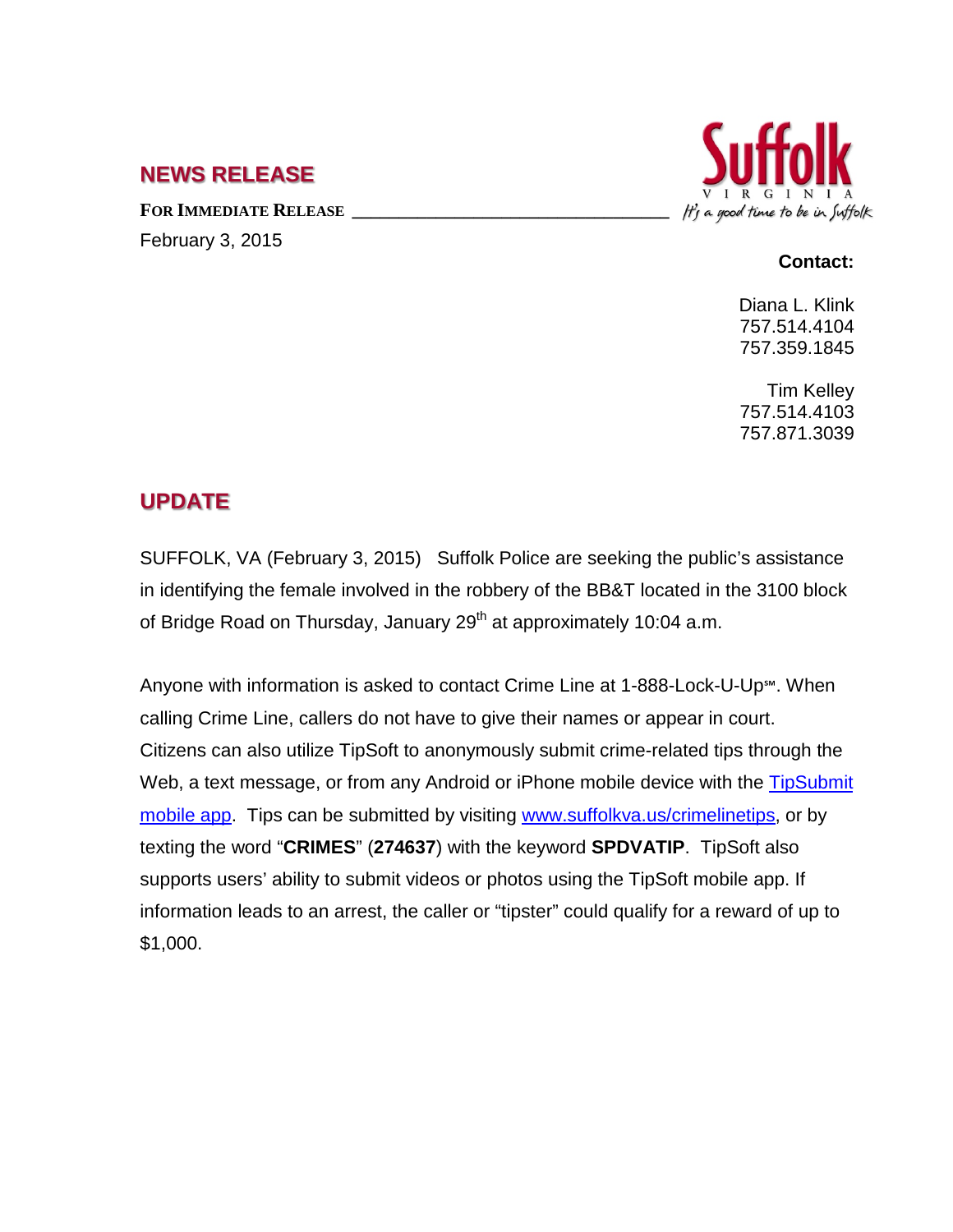## NEWS RELEASE

**FOR IMMEDIATE RELEASE** ________________________________

February 3, 2015

Suffolk VIRGINIA *It's a good time to be in Suffolk*

**Contact:**

Diana L. Klink
757.514.4104
757.359.1845

Tim Kelley
757.514.4103
757.871.3039

## UPDATE

SUFFOLK, VA (February 3, 2015) Suffolk Police are seeking the public's assistance in identifying the female involved in the robbery of the BB&T located in the 3100 block of Bridge Road on Thursday, January 29th at approximately 10:04 a.m.

Anyone with information is asked to contact Crime Line at 1-888-Lock-U-Up℠. When calling Crime Line, callers do not have to give their names or appear in court. Citizens can also utilize TipSoft to anonymously submit crime-related tips through the Web, a text message, or from any Android or iPhone mobile device with the TipSubmit mobile app. Tips can be submitted by visiting www.suffolkva.us/crimelinetips, or by texting the word "**CRIMES**" (**274637**) with the keyword **SPDVATIP**. TipSoft also supports users' ability to submit videos or photos using the TipSoft mobile app. If information leads to an arrest, the caller or "tipster" could qualify for a reward of up to $1,000.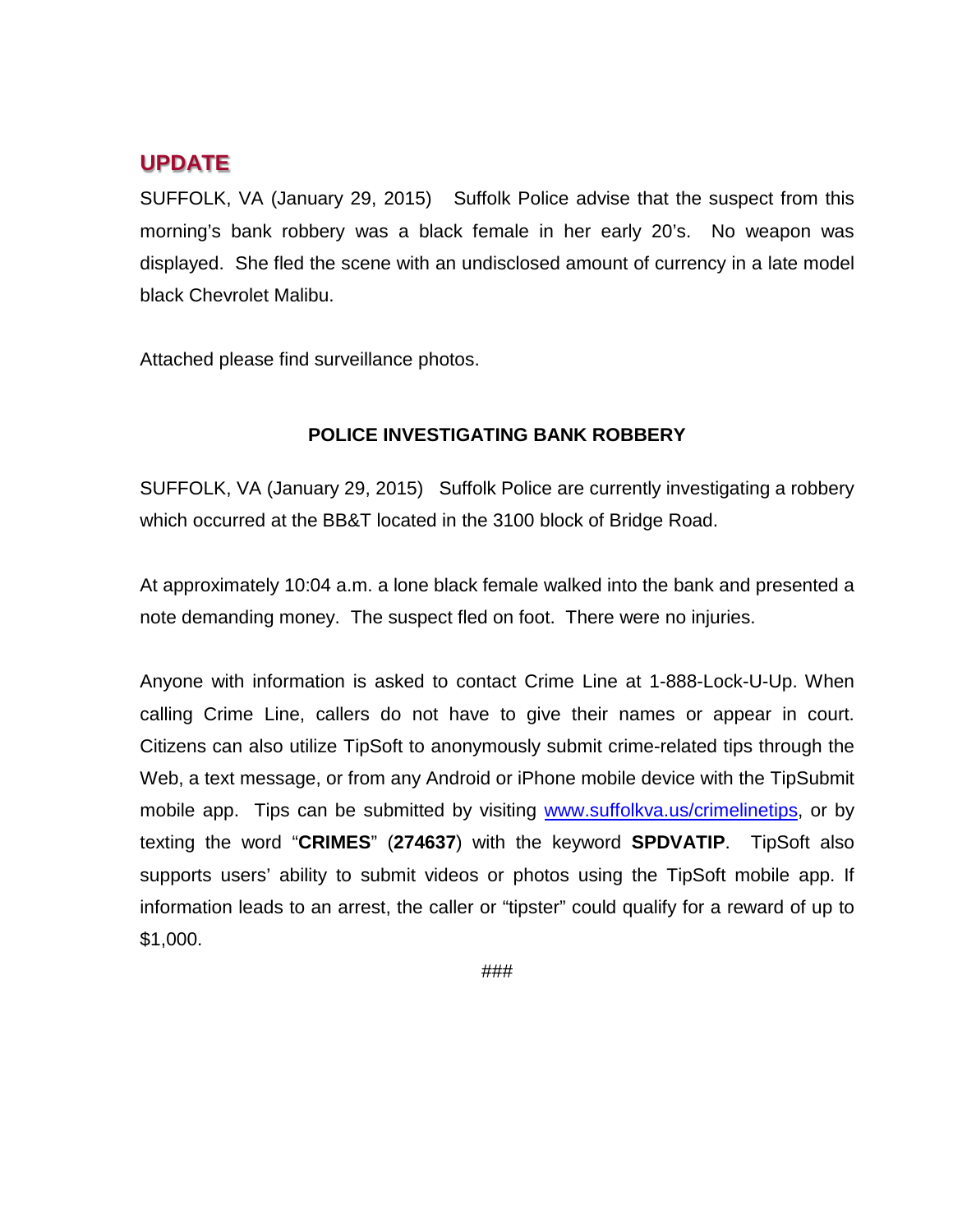## UPDATE

SUFFOLK, VA (January 29, 2015) Suffolk Police advise that the suspect from this morning's bank robbery was a black female in her early 20's. No weapon was displayed. She fled the scene with an undisclosed amount of currency in a late model black Chevrolet Malibu.

Attached please find surveillance photos.

**POLICE INVESTIGATING BANK ROBBERY**

SUFFOLK, VA (January 29, 2015) Suffolk Police are currently investigating a robbery which occurred at the BB&T located in the 3100 block of Bridge Road.

At approximately 10:04 a.m. a lone black female walked into the bank and presented a note demanding money. The suspect fled on foot. There were no injuries.

Anyone with information is asked to contact Crime Line at 1-888-Lock-U-Up. When calling Crime Line, callers do not have to give their names or appear in court. Citizens can also utilize TipSoft to anonymously submit crime-related tips through the Web, a text message, or from any Android or iPhone mobile device with the TipSubmit mobile app. Tips can be submitted by visiting www.suffolkva.us/crimelinetips, or by texting the word "**CRIMES**" (**274637**) with the keyword **SPDVATIP**. TipSoft also supports users' ability to submit videos or photos using the TipSoft mobile app. If information leads to an arrest, the caller or "tipster" could qualify for a reward of up to $1,000.

###